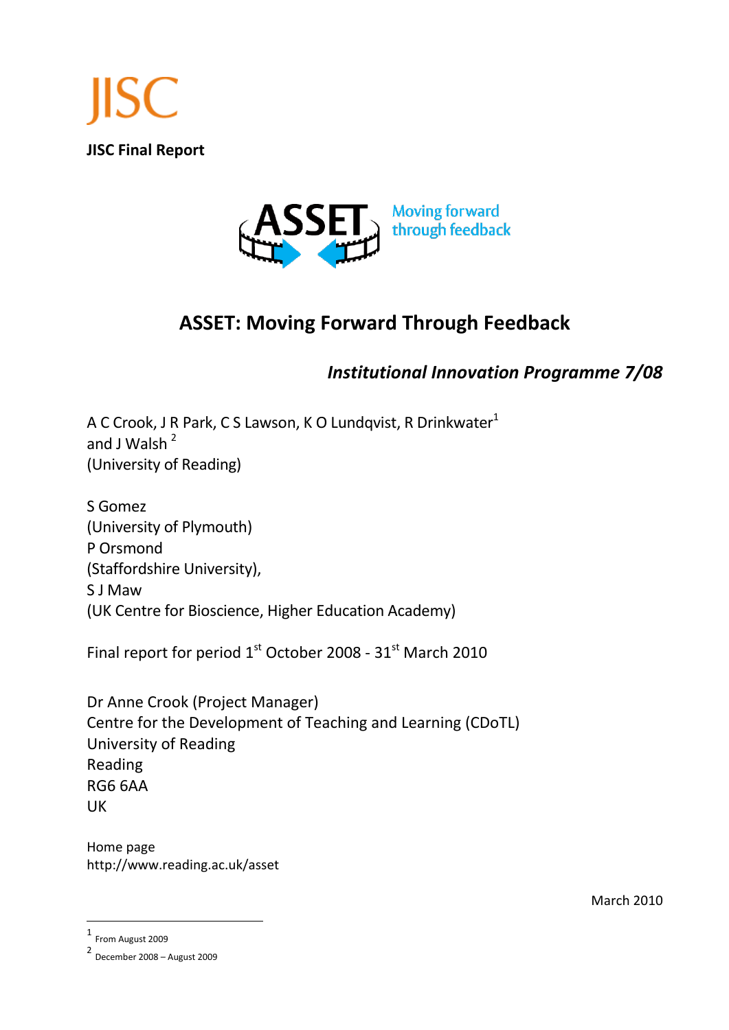JISC

**JISC Final Report**

ASSET Moving forward through feedback

# ASSET: Moving Forward Through Feedback

***Institutional Innovation Programme 7/08***

A C Crook, J R Park, C S Lawson, K O Lundqvist, R Drinkwater[1] and J Walsh [2]
(University of Reading)

S Gomez
(University of Plymouth)
P Orsmond
(Staffordshire University),
S J Maw
(UK Centre for Bioscience, Higher Education Academy)

Final report for period 1st October 2008 - 31st March 2010

Dr Anne Crook (Project Manager)
Centre for the Development of Teaching and Learning (CDoTL)
University of Reading
Reading
RG6 6AA
UK

Home page
http://www.reading.ac.uk/asset

March 2010

---

[1] From August 2009

[2] December 2008 – August 2009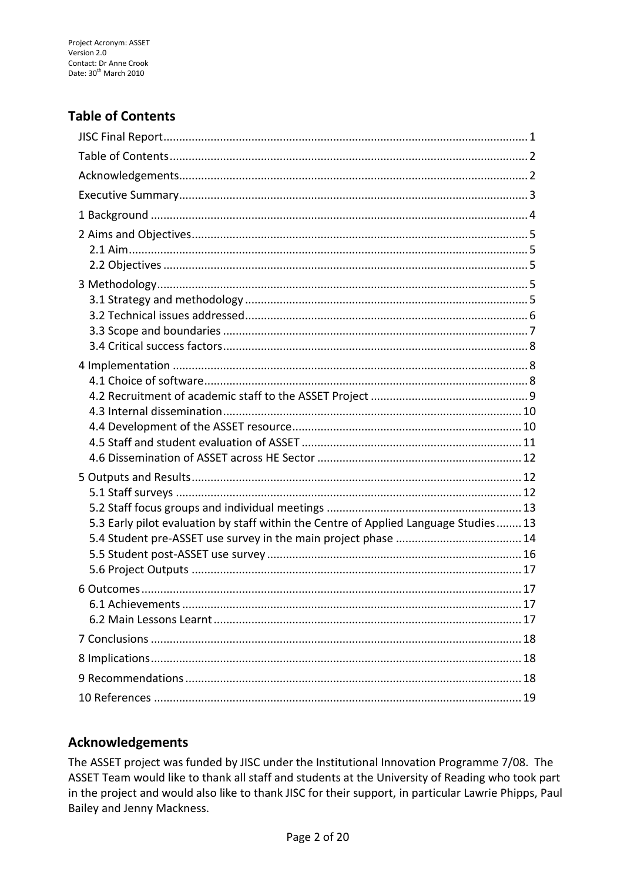## Table of Contents

- JISC Final Report ... 1
- Table of Contents ... 2
- Acknowledgements ... 2
- Executive Summary ... 3
- 1 Background ... 4
- 2 Aims and Objectives ... 5
  - 2.1 Aim ... 5
  - 2.2 Objectives ... 5
- 3 Methodology ... 5
  - 3.1 Strategy and methodology ... 5
  - 3.2 Technical issues addressed ... 6
  - 3.3 Scope and boundaries ... 7
  - 3.4 Critical success factors ... 8
- 4 Implementation ... 8
  - 4.1 Choice of software ... 8
  - 4.2 Recruitment of academic staff to the ASSET Project ... 9
  - 4.3 Internal dissemination ... 10
  - 4.4 Development of the ASSET resource ... 10
  - 4.5 Staff and student evaluation of ASSET ... 11
  - 4.6 Dissemination of ASSET across HE Sector ... 12
- 5 Outputs and Results ... 12
  - 5.1 Staff surveys ... 12
  - 5.2 Staff focus groups and individual meetings ... 13
  - 5.3 Early pilot evaluation by staff within the Centre of Applied Language Studies ... 13
  - 5.4 Student pre-ASSET use survey in the main project phase ... 14
  - 5.5 Student post-ASSET use survey ... 16
  - 5.6 Project Outputs ... 17
- 6 Outcomes ... 17
  - 6.1 Achievements ... 17
  - 6.2 Main Lessons Learnt ... 17
- 7 Conclusions ... 18
- 8 Implications ... 18
- 9 Recommendations ... 18
- 10 References ... 19

## Acknowledgements

The ASSET project was funded by JISC under the Institutional Innovation Programme 7/08. The ASSET Team would like to thank all staff and students at the University of Reading who took part in the project and would also like to thank JISC for their support, in particular Lawrie Phipps, Paul Bailey and Jenny Mackness.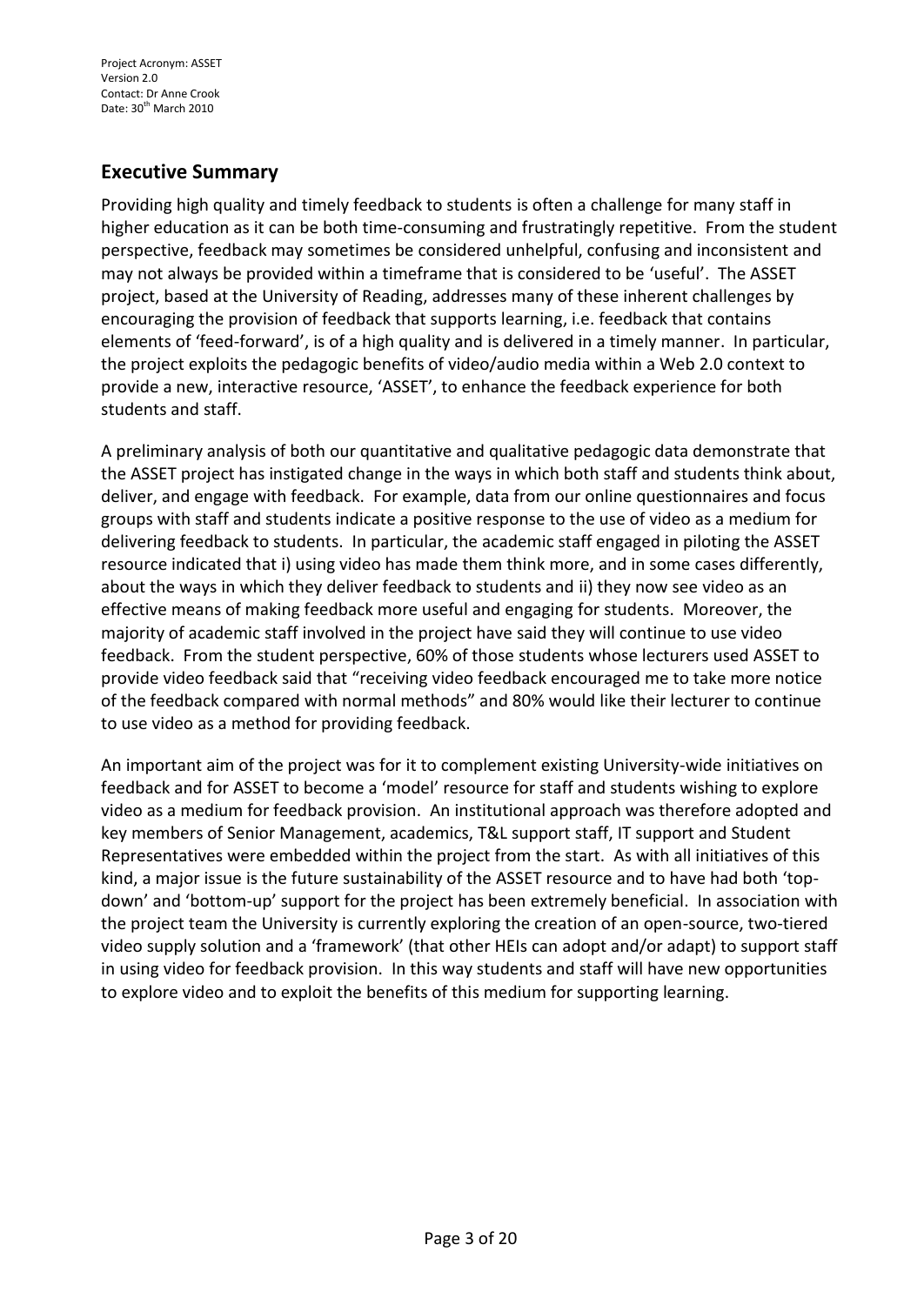## Executive Summary

Providing high quality and timely feedback to students is often a challenge for many staff in higher education as it can be both time-consuming and frustratingly repetitive. From the student perspective, feedback may sometimes be considered unhelpful, confusing and inconsistent and may not always be provided within a timeframe that is considered to be 'useful'. The ASSET project, based at the University of Reading, addresses many of these inherent challenges by encouraging the provision of feedback that supports learning, i.e. feedback that contains elements of 'feed-forward', is of a high quality and is delivered in a timely manner. In particular, the project exploits the pedagogic benefits of video/audio media within a Web 2.0 context to provide a new, interactive resource, 'ASSET', to enhance the feedback experience for both students and staff.

A preliminary analysis of both our quantitative and qualitative pedagogic data demonstrate that the ASSET project has instigated change in the ways in which both staff and students think about, deliver, and engage with feedback. For example, data from our online questionnaires and focus groups with staff and students indicate a positive response to the use of video as a medium for delivering feedback to students. In particular, the academic staff engaged in piloting the ASSET resource indicated that i) using video has made them think more, and in some cases differently, about the ways in which they deliver feedback to students and ii) they now see video as an effective means of making feedback more useful and engaging for students. Moreover, the majority of academic staff involved in the project have said they will continue to use video feedback. From the student perspective, 60% of those students whose lecturers used ASSET to provide video feedback said that "receiving video feedback encouraged me to take more notice of the feedback compared with normal methods" and 80% would like their lecturer to continue to use video as a method for providing feedback.

An important aim of the project was for it to complement existing University-wide initiatives on feedback and for ASSET to become a 'model' resource for staff and students wishing to explore video as a medium for feedback provision. An institutional approach was therefore adopted and key members of Senior Management, academics, T&L support staff, IT support and Student Representatives were embedded within the project from the start. As with all initiatives of this kind, a major issue is the future sustainability of the ASSET resource and to have had both 'top-down' and 'bottom-up' support for the project has been extremely beneficial. In association with the project team the University is currently exploring the creation of an open-source, two-tiered video supply solution and a 'framework' (that other HEIs can adopt and/or adapt) to support staff in using video for feedback provision. In this way students and staff will have new opportunities to explore video and to exploit the benefits of this medium for supporting learning.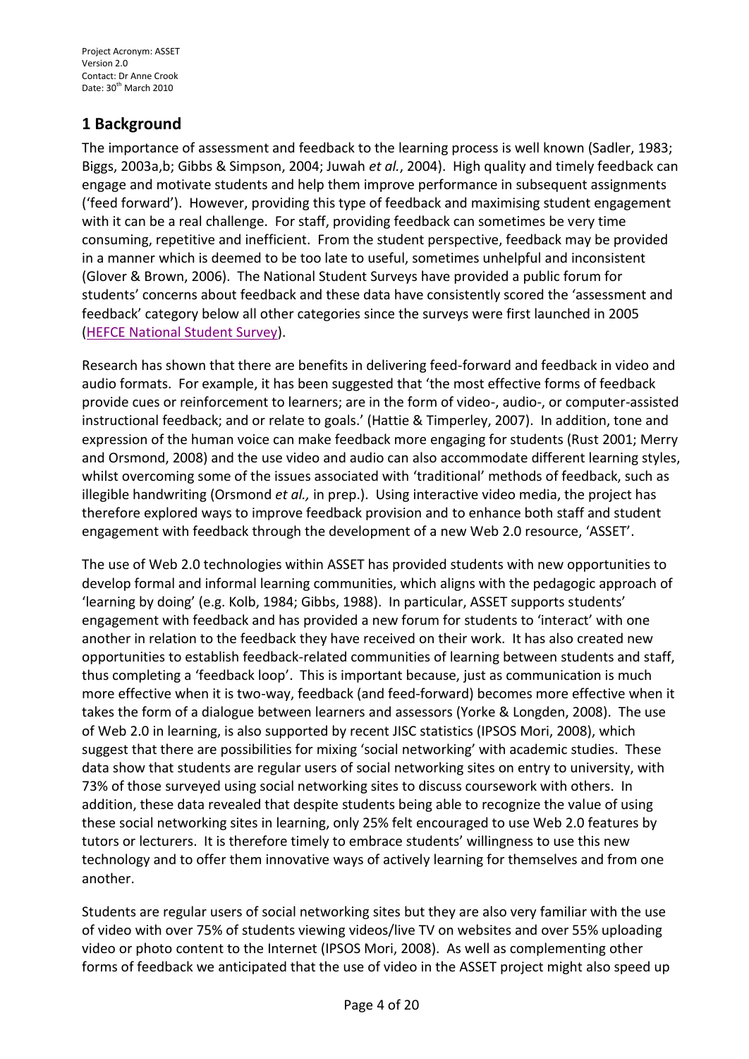## 1 Background

The importance of assessment and feedback to the learning process is well known (Sadler, 1983; Biggs, 2003a,b; Gibbs & Simpson, 2004; Juwah *et al.*, 2004). High quality and timely feedback can engage and motivate students and help them improve performance in subsequent assignments ('feed forward'). However, providing this type of feedback and maximising student engagement with it can be a real challenge. For staff, providing feedback can sometimes be very time consuming, repetitive and inefficient. From the student perspective, feedback may be provided in a manner which is deemed to be too late to useful, sometimes unhelpful and inconsistent (Glover & Brown, 2006). The National Student Surveys have provided a public forum for students' concerns about feedback and these data have consistently scored the 'assessment and feedback' category below all other categories since the surveys were first launched in 2005 (HEFCE National Student Survey).

Research has shown that there are benefits in delivering feed-forward and feedback in video and audio formats. For example, it has been suggested that 'the most effective forms of feedback provide cues or reinforcement to learners; are in the form of video-, audio-, or computer-assisted instructional feedback; and or relate to goals.' (Hattie & Timperley, 2007). In addition, tone and expression of the human voice can make feedback more engaging for students (Rust 2001; Merry and Orsmond, 2008) and the use video and audio can also accommodate different learning styles, whilst overcoming some of the issues associated with 'traditional' methods of feedback, such as illegible handwriting (Orsmond *et al.,* in prep.). Using interactive video media, the project has therefore explored ways to improve feedback provision and to enhance both staff and student engagement with feedback through the development of a new Web 2.0 resource, 'ASSET'.

The use of Web 2.0 technologies within ASSET has provided students with new opportunities to develop formal and informal learning communities, which aligns with the pedagogic approach of 'learning by doing' (e.g. Kolb, 1984; Gibbs, 1988). In particular, ASSET supports students' engagement with feedback and has provided a new forum for students to 'interact' with one another in relation to the feedback they have received on their work. It has also created new opportunities to establish feedback-related communities of learning between students and staff, thus completing a 'feedback loop'. This is important because, just as communication is much more effective when it is two-way, feedback (and feed-forward) becomes more effective when it takes the form of a dialogue between learners and assessors (Yorke & Longden, 2008). The use of Web 2.0 in learning, is also supported by recent JISC statistics (IPSOS Mori, 2008), which suggest that there are possibilities for mixing 'social networking' with academic studies. These data show that students are regular users of social networking sites on entry to university, with 73% of those surveyed using social networking sites to discuss coursework with others. In addition, these data revealed that despite students being able to recognize the value of using these social networking sites in learning, only 25% felt encouraged to use Web 2.0 features by tutors or lecturers. It is therefore timely to embrace students' willingness to use this new technology and to offer them innovative ways of actively learning for themselves and from one another.

Students are regular users of social networking sites but they are also very familiar with the use of video with over 75% of students viewing videos/live TV on websites and over 55% uploading video or photo content to the Internet (IPSOS Mori, 2008). As well as complementing other forms of feedback we anticipated that the use of video in the ASSET project might also speed up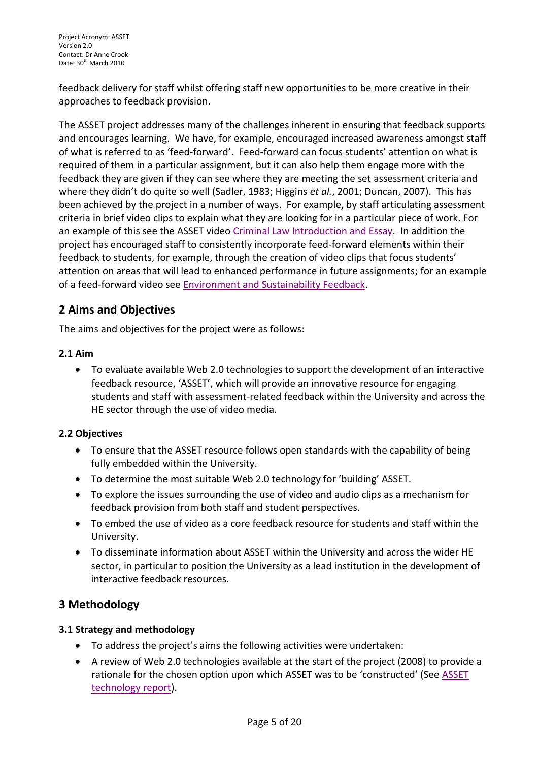feedback delivery for staff whilst offering staff new opportunities to be more creative in their approaches to feedback provision.

The ASSET project addresses many of the challenges inherent in ensuring that feedback supports and encourages learning. We have, for example, encouraged increased awareness amongst staff of what is referred to as 'feed-forward'. Feed-forward can focus students' attention on what is required of them in a particular assignment, but it can also help them engage more with the feedback they are given if they can see where they are meeting the set assessment criteria and where they didn't do quite so well (Sadler, 1983; Higgins *et al.*, 2001; Duncan, 2007). This has been achieved by the project in a number of ways. For example, by staff articulating assessment criteria in brief video clips to explain what they are looking for in a particular piece of work. For an example of this see the ASSET video Criminal Law Introduction and Essay. In addition the project has encouraged staff to consistently incorporate feed-forward elements within their feedback to students, for example, through the creation of video clips that focus students' attention on areas that will lead to enhanced performance in future assignments; for an example of a feed-forward video see Environment and Sustainability Feedback.

## 2 Aims and Objectives

The aims and objectives for the project were as follows:

### 2.1 Aim

- To evaluate available Web 2.0 technologies to support the development of an interactive feedback resource, 'ASSET', which will provide an innovative resource for engaging students and staff with assessment-related feedback within the University and across the HE sector through the use of video media.

### 2.2 Objectives

- To ensure that the ASSET resource follows open standards with the capability of being fully embedded within the University.
- To determine the most suitable Web 2.0 technology for 'building' ASSET.
- To explore the issues surrounding the use of video and audio clips as a mechanism for feedback provision from both staff and student perspectives.
- To embed the use of video as a core feedback resource for students and staff within the University.
- To disseminate information about ASSET within the University and across the wider HE sector, in particular to position the University as a lead institution in the development of interactive feedback resources.

## 3 Methodology

### 3.1 Strategy and methodology

- To address the project's aims the following activities were undertaken:
- A review of Web 2.0 technologies available at the start of the project (2008) to provide a rationale for the chosen option upon which ASSET was to be 'constructed' (See ASSET technology report).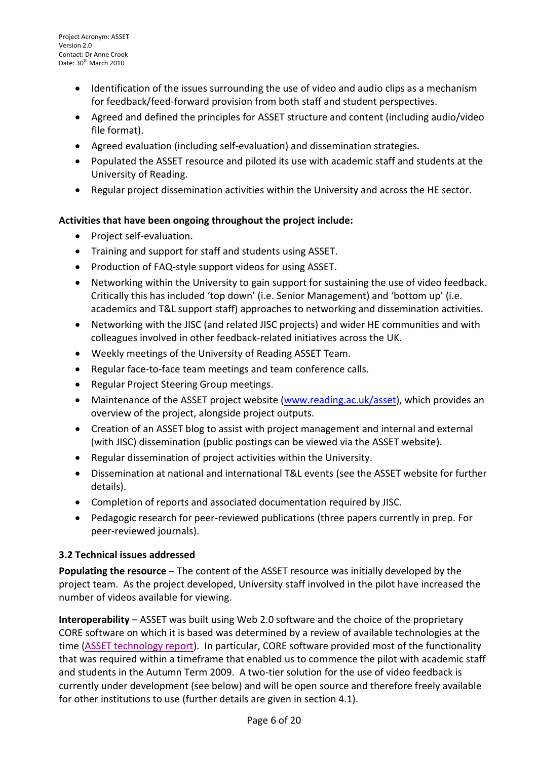- Identification of the issues surrounding the use of video and audio clips as a mechanism for feedback/feed-forward provision from both staff and student perspectives.
- Agreed and defined the principles for ASSET structure and content (including audio/video file format).
- Agreed evaluation (including self-evaluation) and dissemination strategies.
- Populated the ASSET resource and piloted its use with academic staff and students at the University of Reading.
- Regular project dissemination activities within the University and across the HE sector.

**Activities that have been ongoing throughout the project include:**

- Project self-evaluation.
- Training and support for staff and students using ASSET.
- Production of FAQ-style support videos for using ASSET.
- Networking within the University to gain support for sustaining the use of video feedback. Critically this has included 'top down' (i.e. Senior Management) and 'bottom up' (i.e. academics and T&L support staff) approaches to networking and dissemination activities.
- Networking with the JISC (and related JISC projects) and wider HE communities and with colleagues involved in other feedback-related initiatives across the UK.
- Weekly meetings of the University of Reading ASSET Team.
- Regular face-to-face team meetings and team conference calls.
- Regular Project Steering Group meetings.
- Maintenance of the ASSET project website (www.reading.ac.uk/asset), which provides an overview of the project, alongside project outputs.
- Creation of an ASSET blog to assist with project management and internal and external (with JISC) dissemination (public postings can be viewed via the ASSET website).
- Regular dissemination of project activities within the University.
- Dissemination at national and international T&L events (see the ASSET website for further details).
- Completion of reports and associated documentation required by JISC.
- Pedagogic research for peer-reviewed publications (three papers currently in prep. For peer-reviewed journals).

### 3.2 Technical issues addressed

**Populating the resource** – The content of the ASSET resource was initially developed by the project team. As the project developed, University staff involved in the pilot have increased the number of videos available for viewing.

**Interoperability** – ASSET was built using Web 2.0 software and the choice of the proprietary CORE software on which it is based was determined by a review of available technologies at the time (ASSET technology report). In particular, CORE software provided most of the functionality that was required within a timeframe that enabled us to commence the pilot with academic staff and students in the Autumn Term 2009. A two-tier solution for the use of video feedback is currently under development (see below) and will be open source and therefore freely available for other institutions to use (further details are given in section 4.1).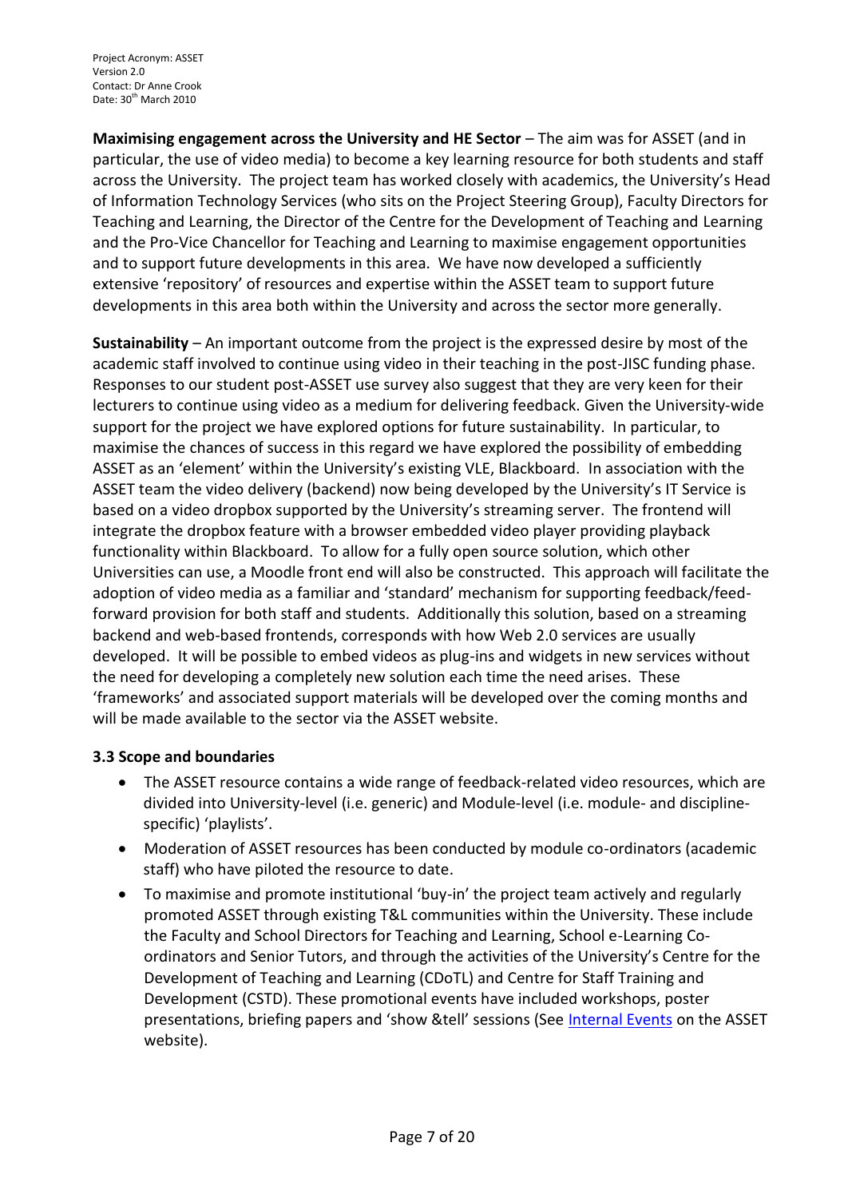**Maximising engagement across the University and HE Sector** – The aim was for ASSET (and in particular, the use of video media) to become a key learning resource for both students and staff across the University. The project team has worked closely with academics, the University's Head of Information Technology Services (who sits on the Project Steering Group), Faculty Directors for Teaching and Learning, the Director of the Centre for the Development of Teaching and Learning and the Pro-Vice Chancellor for Teaching and Learning to maximise engagement opportunities and to support future developments in this area. We have now developed a sufficiently extensive 'repository' of resources and expertise within the ASSET team to support future developments in this area both within the University and across the sector more generally.

**Sustainability** – An important outcome from the project is the expressed desire by most of the academic staff involved to continue using video in their teaching in the post-JISC funding phase. Responses to our student post-ASSET use survey also suggest that they are very keen for their lecturers to continue using video as a medium for delivering feedback. Given the University-wide support for the project we have explored options for future sustainability. In particular, to maximise the chances of success in this regard we have explored the possibility of embedding ASSET as an 'element' within the University's existing VLE, Blackboard. In association with the ASSET team the video delivery (backend) now being developed by the University's IT Service is based on a video dropbox supported by the University's streaming server. The frontend will integrate the dropbox feature with a browser embedded video player providing playback functionality within Blackboard. To allow for a fully open source solution, which other Universities can use, a Moodle front end will also be constructed. This approach will facilitate the adoption of video media as a familiar and 'standard' mechanism for supporting feedback/feed-forward provision for both staff and students. Additionally this solution, based on a streaming backend and web-based frontends, corresponds with how Web 2.0 services are usually developed. It will be possible to embed videos as plug-ins and widgets in new services without the need for developing a completely new solution each time the need arises. These 'frameworks' and associated support materials will be developed over the coming months and will be made available to the sector via the ASSET website.

### 3.3 Scope and boundaries

- The ASSET resource contains a wide range of feedback-related video resources, which are divided into University-level (i.e. generic) and Module-level (i.e. module- and discipline-specific) 'playlists'.
- Moderation of ASSET resources has been conducted by module co-ordinators (academic staff) who have piloted the resource to date.
- To maximise and promote institutional 'buy-in' the project team actively and regularly promoted ASSET through existing T&L communities within the University. These include the Faculty and School Directors for Teaching and Learning, School e-Learning Co-ordinators and Senior Tutors, and through the activities of the University's Centre for the Development of Teaching and Learning (CDoTL) and Centre for Staff Training and Development (CSTD). These promotional events have included workshops, poster presentations, briefing papers and 'show &tell' sessions (See Internal Events on the ASSET website).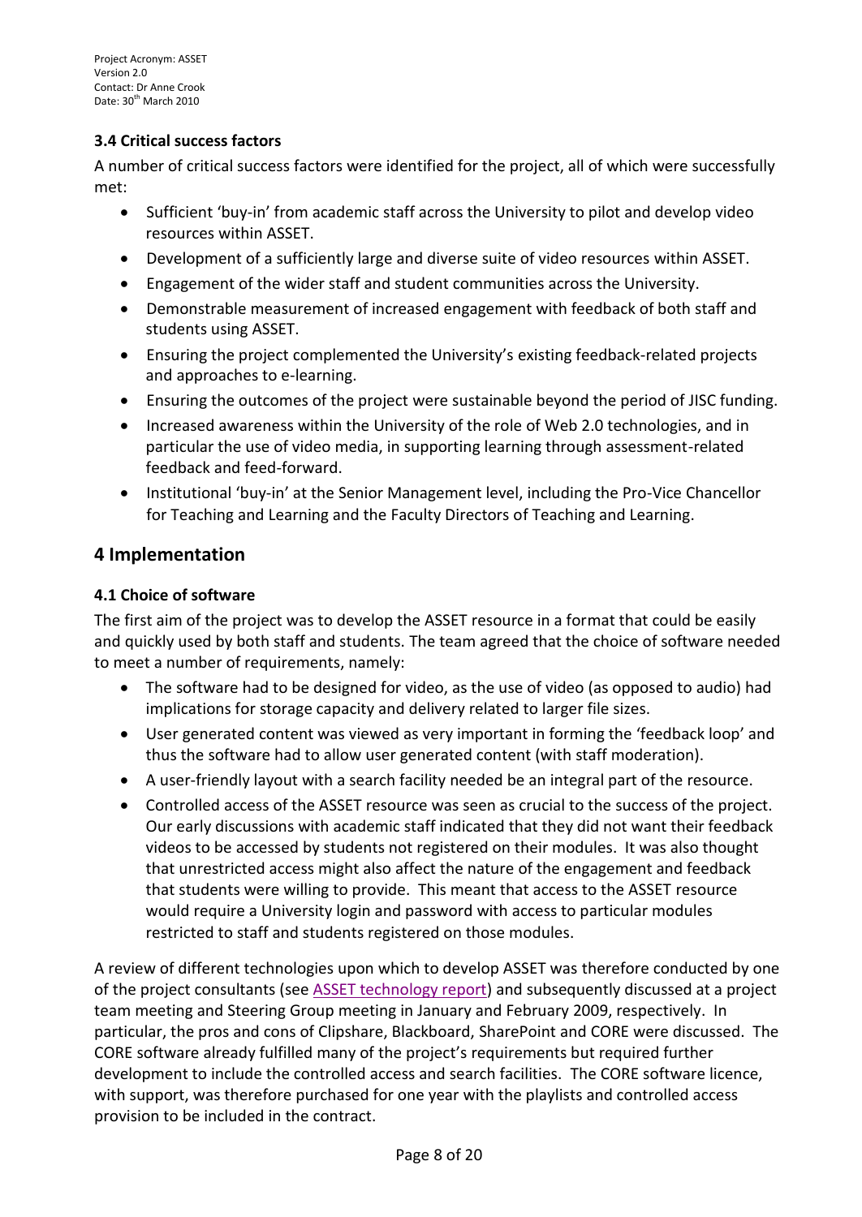### 3.4 Critical success factors

A number of critical success factors were identified for the project, all of which were successfully met:

- Sufficient 'buy-in' from academic staff across the University to pilot and develop video resources within ASSET.
- Development of a sufficiently large and diverse suite of video resources within ASSET.
- Engagement of the wider staff and student communities across the University.
- Demonstrable measurement of increased engagement with feedback of both staff and students using ASSET.
- Ensuring the project complemented the University's existing feedback-related projects and approaches to e-learning.
- Ensuring the outcomes of the project were sustainable beyond the period of JISC funding.
- Increased awareness within the University of the role of Web 2.0 technologies, and in particular the use of video media, in supporting learning through assessment-related feedback and feed-forward.
- Institutional 'buy-in' at the Senior Management level, including the Pro-Vice Chancellor for Teaching and Learning and the Faculty Directors of Teaching and Learning.

## 4 Implementation

### 4.1 Choice of software

The first aim of the project was to develop the ASSET resource in a format that could be easily and quickly used by both staff and students. The team agreed that the choice of software needed to meet a number of requirements, namely:

- The software had to be designed for video, as the use of video (as opposed to audio) had implications for storage capacity and delivery related to larger file sizes.
- User generated content was viewed as very important in forming the 'feedback loop' and thus the software had to allow user generated content (with staff moderation).
- A user-friendly layout with a search facility needed be an integral part of the resource.
- Controlled access of the ASSET resource was seen as crucial to the success of the project. Our early discussions with academic staff indicated that they did not want their feedback videos to be accessed by students not registered on their modules. It was also thought that unrestricted access might also affect the nature of the engagement and feedback that students were willing to provide. This meant that access to the ASSET resource would require a University login and password with access to particular modules restricted to staff and students registered on those modules.

A review of different technologies upon which to develop ASSET was therefore conducted by one of the project consultants (see ASSET technology report) and subsequently discussed at a project team meeting and Steering Group meeting in January and February 2009, respectively. In particular, the pros and cons of Clipshare, Blackboard, SharePoint and CORE were discussed. The CORE software already fulfilled many of the project's requirements but required further development to include the controlled access and search facilities. The CORE software licence, with support, was therefore purchased for one year with the playlists and controlled access provision to be included in the contract.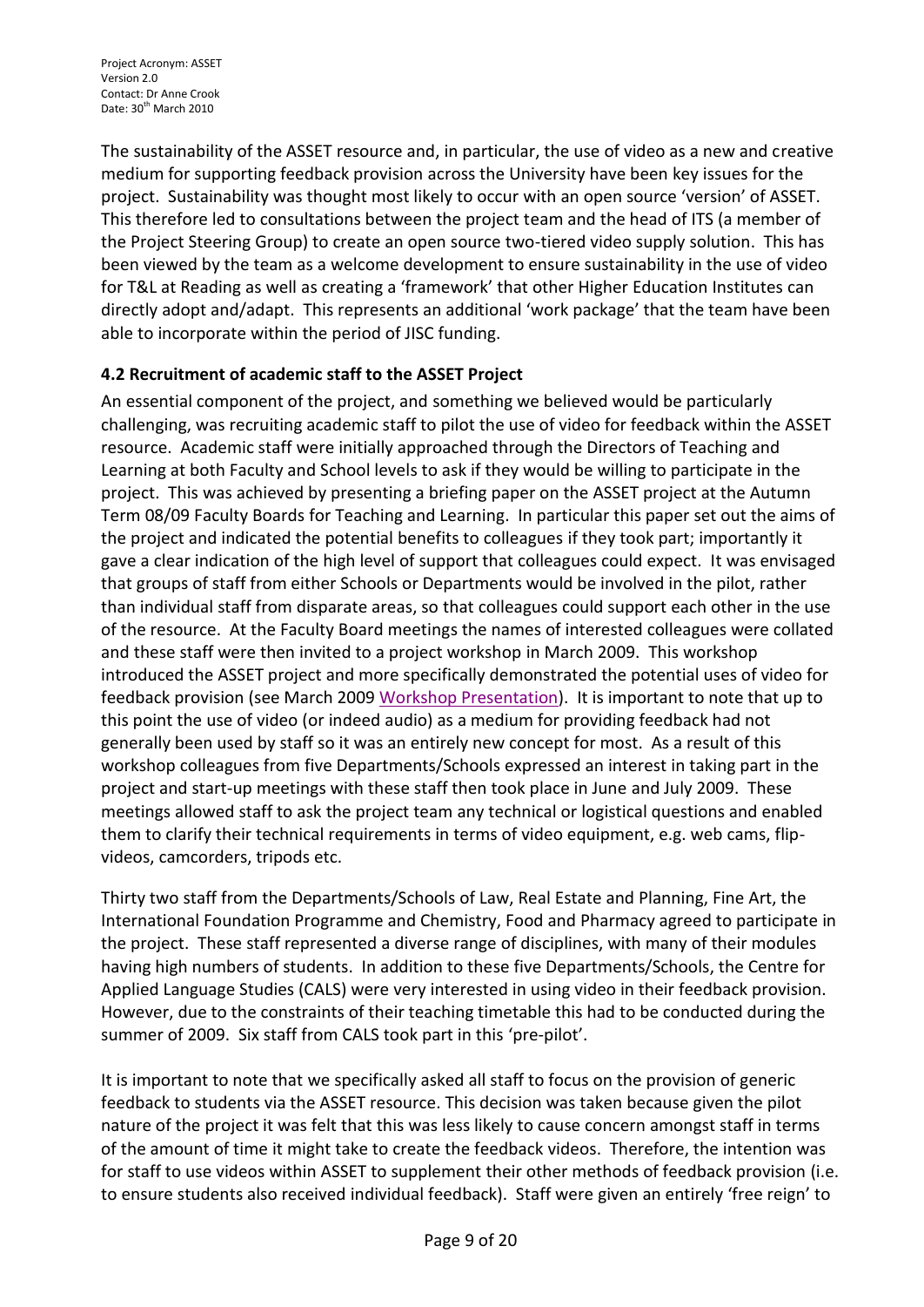The sustainability of the ASSET resource and, in particular, the use of video as a new and creative medium for supporting feedback provision across the University have been key issues for the project. Sustainability was thought most likely to occur with an open source 'version' of ASSET. This therefore led to consultations between the project team and the head of ITS (a member of the Project Steering Group) to create an open source two-tiered video supply solution. This has been viewed by the team as a welcome development to ensure sustainability in the use of video for T&L at Reading as well as creating a 'framework' that other Higher Education Institutes can directly adopt and/adapt. This represents an additional 'work package' that the team have been able to incorporate within the period of JISC funding.

### 4.2 Recruitment of academic staff to the ASSET Project

An essential component of the project, and something we believed would be particularly challenging, was recruiting academic staff to pilot the use of video for feedback within the ASSET resource. Academic staff were initially approached through the Directors of Teaching and Learning at both Faculty and School levels to ask if they would be willing to participate in the project. This was achieved by presenting a briefing paper on the ASSET project at the Autumn Term 08/09 Faculty Boards for Teaching and Learning. In particular this paper set out the aims of the project and indicated the potential benefits to colleagues if they took part; importantly it gave a clear indication of the high level of support that colleagues could expect. It was envisaged that groups of staff from either Schools or Departments would be involved in the pilot, rather than individual staff from disparate areas, so that colleagues could support each other in the use of the resource. At the Faculty Board meetings the names of interested colleagues were collated and these staff were then invited to a project workshop in March 2009. This workshop introduced the ASSET project and more specifically demonstrated the potential uses of video for feedback provision (see March 2009 Workshop Presentation). It is important to note that up to this point the use of video (or indeed audio) as a medium for providing feedback had not generally been used by staff so it was an entirely new concept for most. As a result of this workshop colleagues from five Departments/Schools expressed an interest in taking part in the project and start-up meetings with these staff then took place in June and July 2009. These meetings allowed staff to ask the project team any technical or logistical questions and enabled them to clarify their technical requirements in terms of video equipment, e.g. web cams, flip-videos, camcorders, tripods etc.

Thirty two staff from the Departments/Schools of Law, Real Estate and Planning, Fine Art, the International Foundation Programme and Chemistry, Food and Pharmacy agreed to participate in the project. These staff represented a diverse range of disciplines, with many of their modules having high numbers of students. In addition to these five Departments/Schools, the Centre for Applied Language Studies (CALS) were very interested in using video in their feedback provision. However, due to the constraints of their teaching timetable this had to be conducted during the summer of 2009. Six staff from CALS took part in this 'pre-pilot'.

It is important to note that we specifically asked all staff to focus on the provision of generic feedback to students via the ASSET resource. This decision was taken because given the pilot nature of the project it was felt that this was less likely to cause concern amongst staff in terms of the amount of time it might take to create the feedback videos. Therefore, the intention was for staff to use videos within ASSET to supplement their other methods of feedback provision (i.e. to ensure students also received individual feedback). Staff were given an entirely 'free reign' to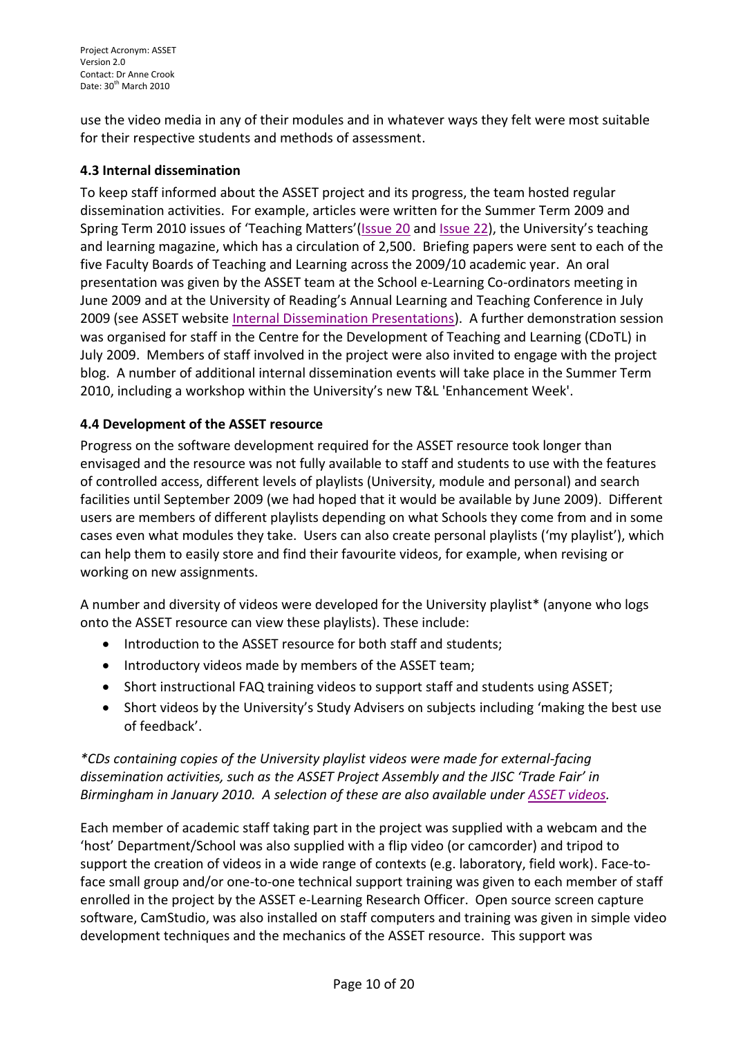use the video media in any of their modules and in whatever ways they felt were most suitable for their respective students and methods of assessment.

### 4.3 Internal dissemination

To keep staff informed about the ASSET project and its progress, the team hosted regular dissemination activities. For example, articles were written for the Summer Term 2009 and Spring Term 2010 issues of 'Teaching Matters'(Issue 20 and Issue 22), the University's teaching and learning magazine, which has a circulation of 2,500. Briefing papers were sent to each of the five Faculty Boards of Teaching and Learning across the 2009/10 academic year. An oral presentation was given by the ASSET team at the School e-Learning Co-ordinators meeting in June 2009 and at the University of Reading's Annual Learning and Teaching Conference in July 2009 (see ASSET website Internal Dissemination Presentations). A further demonstration session was organised for staff in the Centre for the Development of Teaching and Learning (CDoTL) in July 2009. Members of staff involved in the project were also invited to engage with the project blog. A number of additional internal dissemination events will take place in the Summer Term 2010, including a workshop within the University's new T&L 'Enhancement Week'.

### 4.4 Development of the ASSET resource

Progress on the software development required for the ASSET resource took longer than envisaged and the resource was not fully available to staff and students to use with the features of controlled access, different levels of playlists (University, module and personal) and search facilities until September 2009 (we had hoped that it would be available by June 2009). Different users are members of different playlists depending on what Schools they come from and in some cases even what modules they take. Users can also create personal playlists ('my playlist'), which can help them to easily store and find their favourite videos, for example, when revising or working on new assignments.

A number and diversity of videos were developed for the University playlist* (anyone who logs onto the ASSET resource can view these playlists). These include:

- Introduction to the ASSET resource for both staff and students;
- Introductory videos made by members of the ASSET team;
- Short instructional FAQ training videos to support staff and students using ASSET;
- Short videos by the University's Study Advisers on subjects including 'making the best use of feedback'.

*\*CDs containing copies of the University playlist videos were made for external-facing dissemination activities, such as the ASSET Project Assembly and the JISC 'Trade Fair' in Birmingham in January 2010. A selection of these are also available under ASSET videos.*

Each member of academic staff taking part in the project was supplied with a webcam and the 'host' Department/School was also supplied with a flip video (or camcorder) and tripod to support the creation of videos in a wide range of contexts (e.g. laboratory, field work). Face-to-face small group and/or one-to-one technical support training was given to each member of staff enrolled in the project by the ASSET e-Learning Research Officer. Open source screen capture software, CamStudio, was also installed on staff computers and training was given in simple video development techniques and the mechanics of the ASSET resource. This support was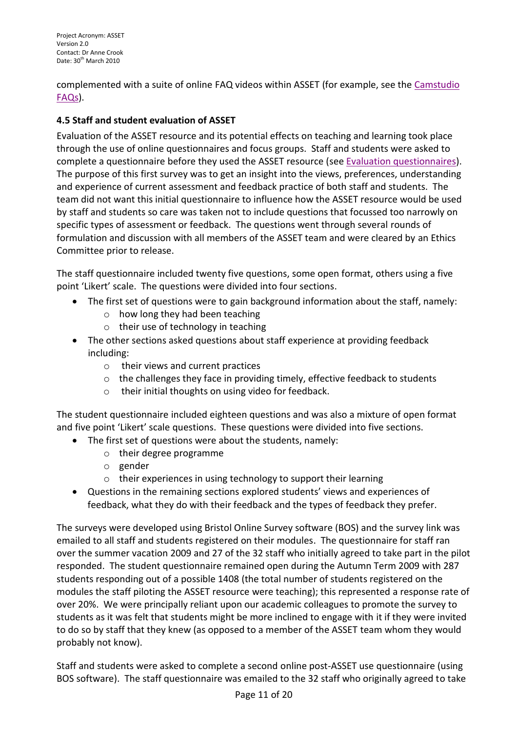complemented with a suite of online FAQ videos within ASSET (for example, see the Camstudio FAQs).

### 4.5 Staff and student evaluation of ASSET

Evaluation of the ASSET resource and its potential effects on teaching and learning took place through the use of online questionnaires and focus groups. Staff and students were asked to complete a questionnaire before they used the ASSET resource (see Evaluation questionnaires). The purpose of this first survey was to get an insight into the views, preferences, understanding and experience of current assessment and feedback practice of both staff and students. The team did not want this initial questionnaire to influence how the ASSET resource would be used by staff and students so care was taken not to include questions that focussed too narrowly on specific types of assessment or feedback. The questions went through several rounds of formulation and discussion with all members of the ASSET team and were cleared by an Ethics Committee prior to release.

The staff questionnaire included twenty five questions, some open format, others using a five point 'Likert' scale. The questions were divided into four sections.

- The first set of questions were to gain background information about the staff, namely:
  - how long they had been teaching
  - their use of technology in teaching
- The other sections asked questions about staff experience at providing feedback including:
  - their views and current practices
  - the challenges they face in providing timely, effective feedback to students
  - their initial thoughts on using video for feedback.

The student questionnaire included eighteen questions and was also a mixture of open format and five point 'Likert' scale questions. These questions were divided into five sections.

- The first set of questions were about the students, namely:
  - their degree programme
  - gender
  - their experiences in using technology to support their learning
- Questions in the remaining sections explored students' views and experiences of feedback, what they do with their feedback and the types of feedback they prefer.

The surveys were developed using Bristol Online Survey software (BOS) and the survey link was emailed to all staff and students registered on their modules. The questionnaire for staff ran over the summer vacation 2009 and 27 of the 32 staff who initially agreed to take part in the pilot responded. The student questionnaire remained open during the Autumn Term 2009 with 287 students responding out of a possible 1408 (the total number of students registered on the modules the staff piloting the ASSET resource were teaching); this represented a response rate of over 20%. We were principally reliant upon our academic colleagues to promote the survey to students as it was felt that students might be more inclined to engage with it if they were invited to do so by staff that they knew (as opposed to a member of the ASSET team whom they would probably not know).

Staff and students were asked to complete a second online post-ASSET use questionnaire (using BOS software). The staff questionnaire was emailed to the 32 staff who originally agreed to take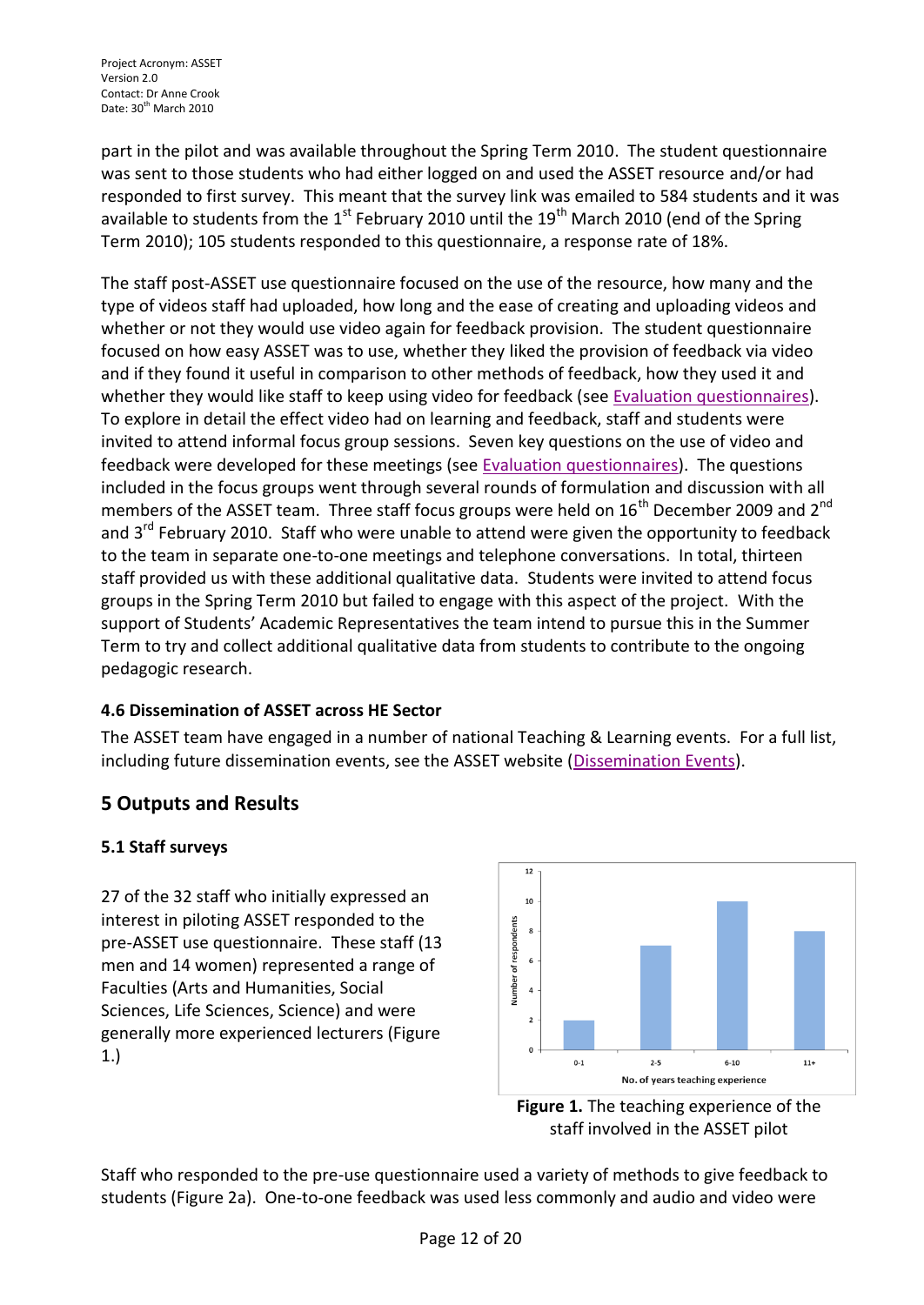part in the pilot and was available throughout the Spring Term 2010. The student questionnaire was sent to those students who had either logged on and used the ASSET resource and/or had responded to first survey. This meant that the survey link was emailed to 584 students and it was available to students from the 1st February 2010 until the 19th March 2010 (end of the Spring Term 2010); 105 students responded to this questionnaire, a response rate of 18%.

The staff post-ASSET use questionnaire focused on the use of the resource, how many and the type of videos staff had uploaded, how long and the ease of creating and uploading videos and whether or not they would use video again for feedback provision. The student questionnaire focused on how easy ASSET was to use, whether they liked the provision of feedback via video and if they found it useful in comparison to other methods of feedback, how they used it and whether they would like staff to keep using video for feedback (see Evaluation questionnaires). To explore in detail the effect video had on learning and feedback, staff and students were invited to attend informal focus group sessions. Seven key questions on the use of video and feedback were developed for these meetings (see Evaluation questionnaires). The questions included in the focus groups went through several rounds of formulation and discussion with all members of the ASSET team. Three staff focus groups were held on 16th December 2009 and 2nd and 3rd February 2010. Staff who were unable to attend were given the opportunity to feedback to the team in separate one-to-one meetings and telephone conversations. In total, thirteen staff provided us with these additional qualitative data. Students were invited to attend focus groups in the Spring Term 2010 but failed to engage with this aspect of the project. With the support of Students' Academic Representatives the team intend to pursue this in the Summer Term to try and collect additional qualitative data from students to contribute to the ongoing pedagogic research.

### 4.6 Dissemination of ASSET across HE Sector

The ASSET team have engaged in a number of national Teaching & Learning events. For a full list, including future dissemination events, see the ASSET website (Dissemination Events).

## 5 Outputs and Results

### 5.1 Staff surveys

27 of the 32 staff who initially expressed an interest in piloting ASSET responded to the pre-ASSET use questionnaire. These staff (13 men and 14 women) represented a range of Faculties (Arts and Humanities, Social Sciences, Life Sciences, Science) and were generally more experienced lecturers (Figure 1.)

**Figure 1.** The teaching experience of the staff involved in the ASSET pilot

Staff who responded to the pre-use questionnaire used a variety of methods to give feedback to students (Figure 2a). One-to-one feedback was used less commonly and audio and video were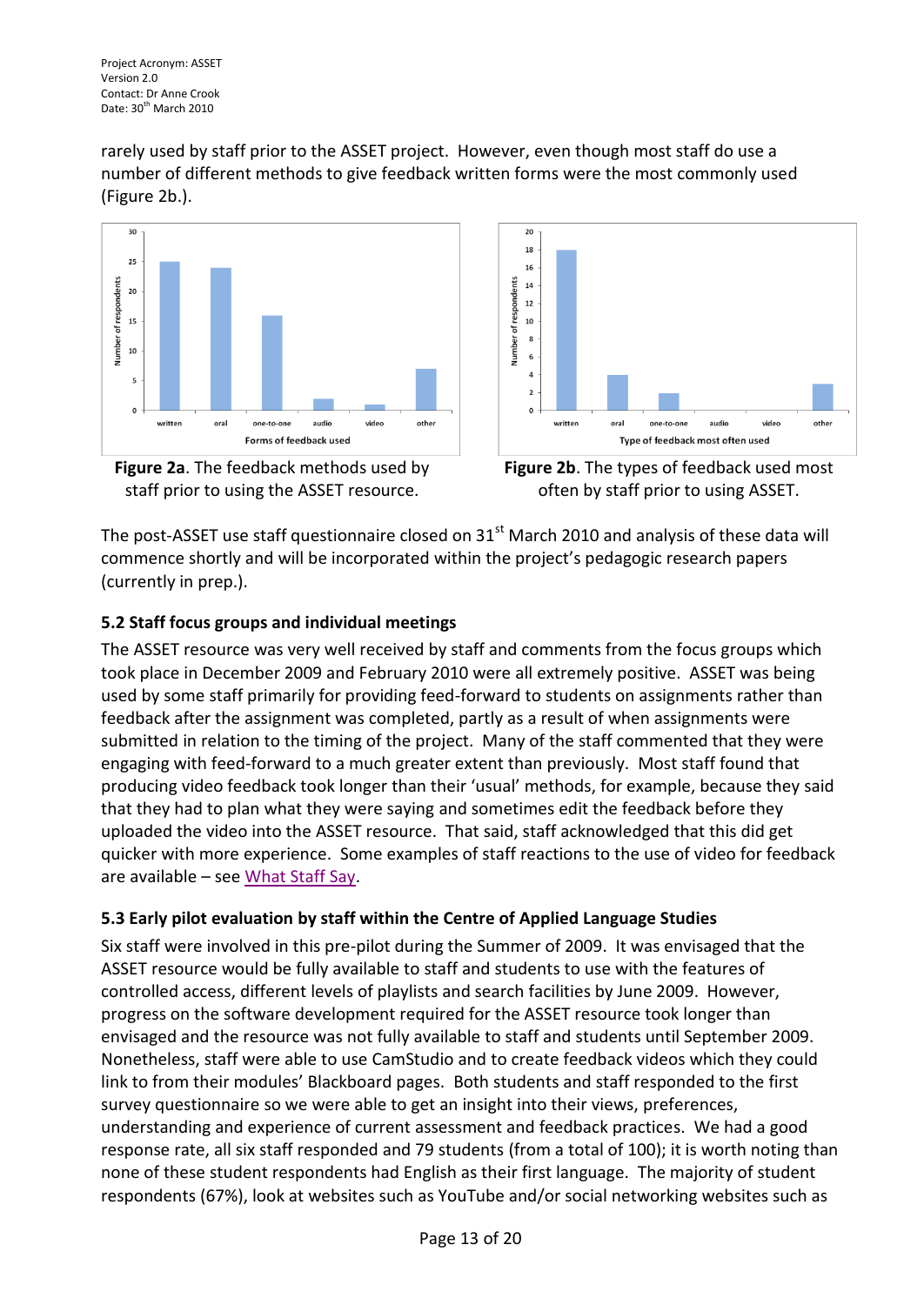rarely used by staff prior to the ASSET project. However, even though most staff do use a number of different methods to give feedback written forms were the most commonly used (Figure 2b.).

**Figure 2a**. The feedback methods used by staff prior to using the ASSET resource.

**Figure 2b**. The types of feedback used most often by staff prior to using ASSET.

The post-ASSET use staff questionnaire closed on 31st March 2010 and analysis of these data will commence shortly and will be incorporated within the project's pedagogic research papers (currently in prep.).

### 5.2 Staff focus groups and individual meetings

The ASSET resource was very well received by staff and comments from the focus groups which took place in December 2009 and February 2010 were all extremely positive. ASSET was being used by some staff primarily for providing feed-forward to students on assignments rather than feedback after the assignment was completed, partly as a result of when assignments were submitted in relation to the timing of the project. Many of the staff commented that they were engaging with feed-forward to a much greater extent than previously. Most staff found that producing video feedback took longer than their 'usual' methods, for example, because they said that they had to plan what they were saying and sometimes edit the feedback before they uploaded the video into the ASSET resource. That said, staff acknowledged that this did get quicker with more experience. Some examples of staff reactions to the use of video for feedback are available – see What Staff Say.

### 5.3 Early pilot evaluation by staff within the Centre of Applied Language Studies

Six staff were involved in this pre-pilot during the Summer of 2009. It was envisaged that the ASSET resource would be fully available to staff and students to use with the features of controlled access, different levels of playlists and search facilities by June 2009. However, progress on the software development required for the ASSET resource took longer than envisaged and the resource was not fully available to staff and students until September 2009. Nonetheless, staff were able to use CamStudio and to create feedback videos which they could link to from their modules' Blackboard pages. Both students and staff responded to the first survey questionnaire so we were able to get an insight into their views, preferences, understanding and experience of current assessment and feedback practices. We had a good response rate, all six staff responded and 79 students (from a total of 100); it is worth noting than none of these student respondents had English as their first language. The majority of student respondents (67%), look at websites such as YouTube and/or social networking websites such as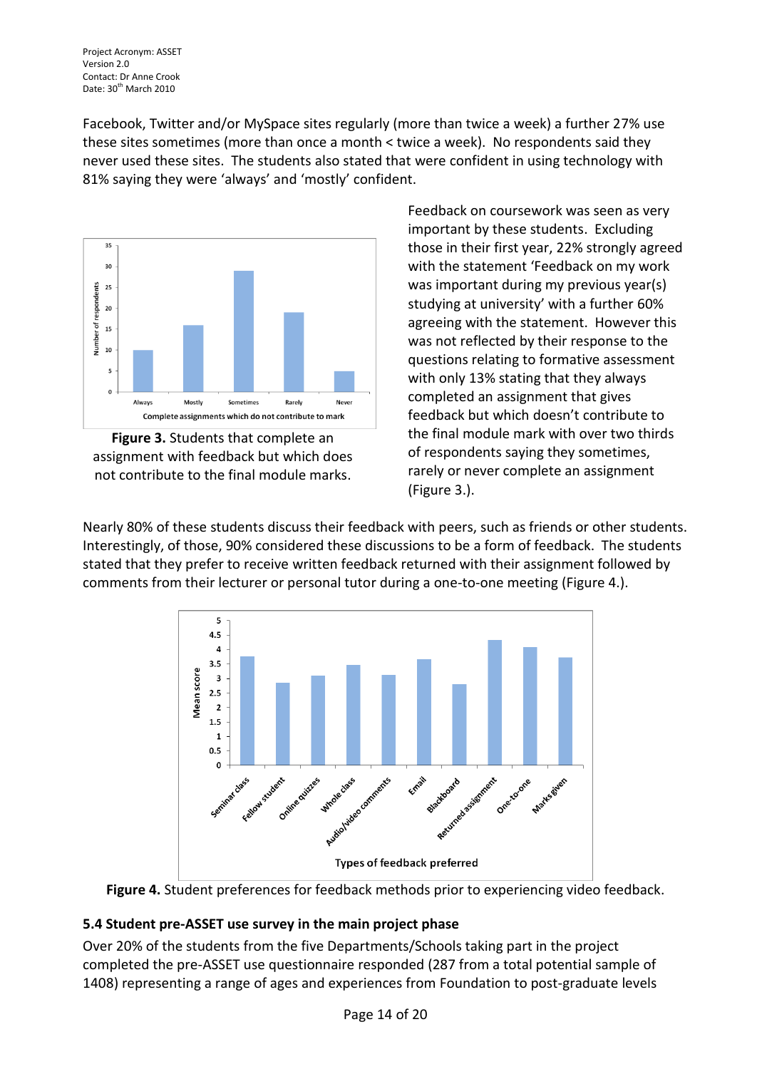Facebook, Twitter and/or MySpace sites regularly (more than twice a week) a further 27% use these sites sometimes (more than once a month < twice a week). No respondents said they never used these sites. The students also stated that were confident in using technology with 81% saying they were 'always' and 'mostly' confident.

Feedback on coursework was seen as very important by these students. Excluding those in their first year, 22% strongly agreed with the statement 'Feedback on my work was important during my previous year(s) studying at university' with a further 60% agreeing with the statement. However this was not reflected by their response to the questions relating to formative assessment with only 13% stating that they always completed an assignment that gives feedback but which doesn't contribute to the final module mark with over two thirds of respondents saying they sometimes, rarely or never complete an assignment (Figure 3.).

**Figure 3.** Students that complete an assignment with feedback but which does not contribute to the final module marks.

Nearly 80% of these students discuss their feedback with peers, such as friends or other students. Interestingly, of those, 90% considered these discussions to be a form of feedback. The students stated that they prefer to receive written feedback returned with their assignment followed by comments from their lecturer or personal tutor during a one-to-one meeting (Figure 4.).

**Figure 4.** Student preferences for feedback methods prior to experiencing video feedback.

### 5.4 Student pre-ASSET use survey in the main project phase

Over 20% of the students from the five Departments/Schools taking part in the project completed the pre-ASSET use questionnaire responded (287 from a total potential sample of 1408) representing a range of ages and experiences from Foundation to post-graduate levels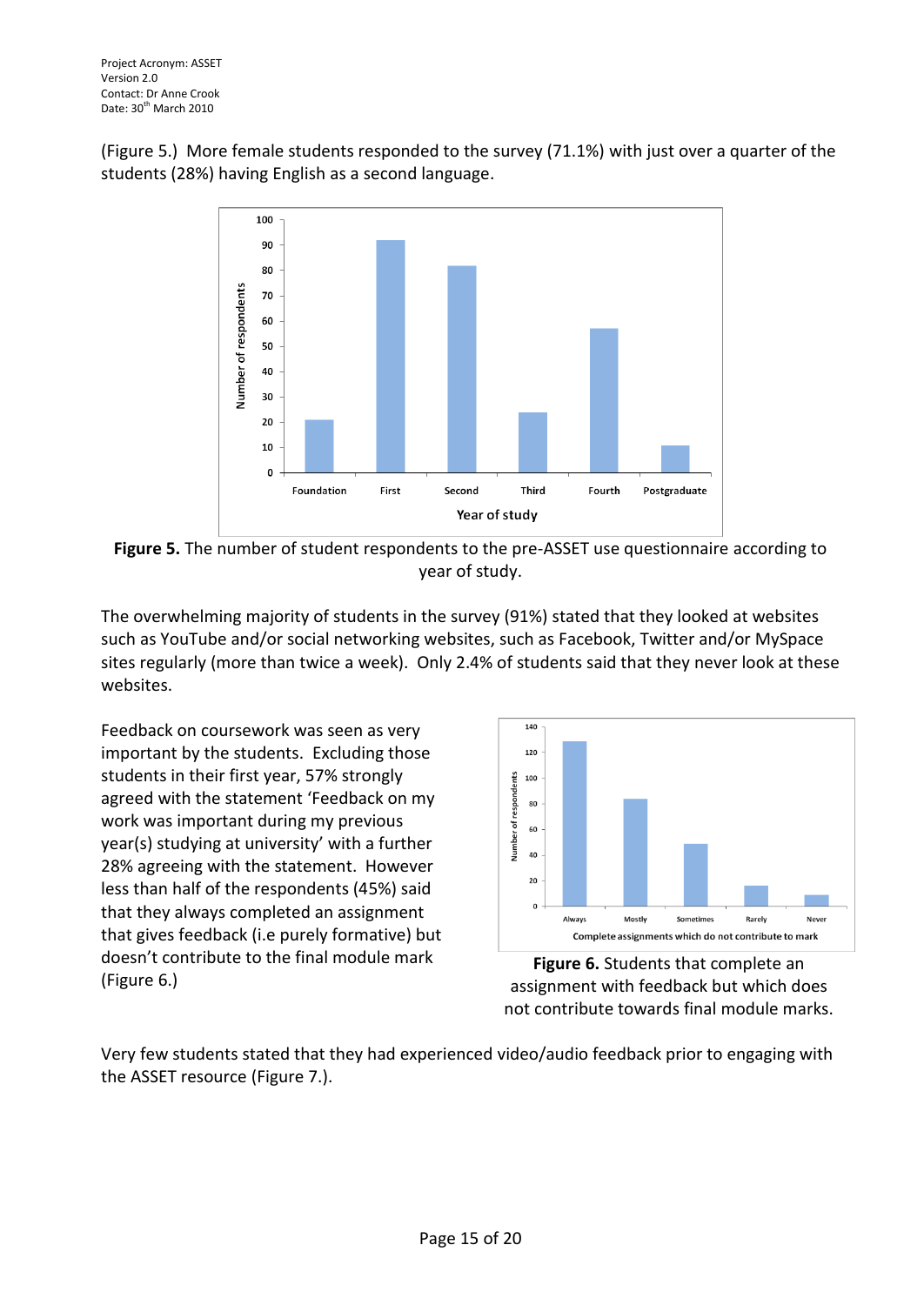(Figure 5.) More female students responded to the survey (71.1%) with just over a quarter of the students (28%) having English as a second language.

**Figure 5.** The number of student respondents to the pre-ASSET use questionnaire according to year of study.

The overwhelming majority of students in the survey (91%) stated that they looked at websites such as YouTube and/or social networking websites, such as Facebook, Twitter and/or MySpace sites regularly (more than twice a week). Only 2.4% of students said that they never look at these websites.

Feedback on coursework was seen as very important by the students. Excluding those students in their first year, 57% strongly agreed with the statement 'Feedback on my work was important during my previous year(s) studying at university' with a further 28% agreeing with the statement. However less than half of the respondents (45%) said that they always completed an assignment that gives feedback (i.e purely formative) but doesn't contribute to the final module mark (Figure 6.)

**Figure 6.** Students that complete an assignment with feedback but which does not contribute towards final module marks.

Very few students stated that they had experienced video/audio feedback prior to engaging with the ASSET resource (Figure 7.).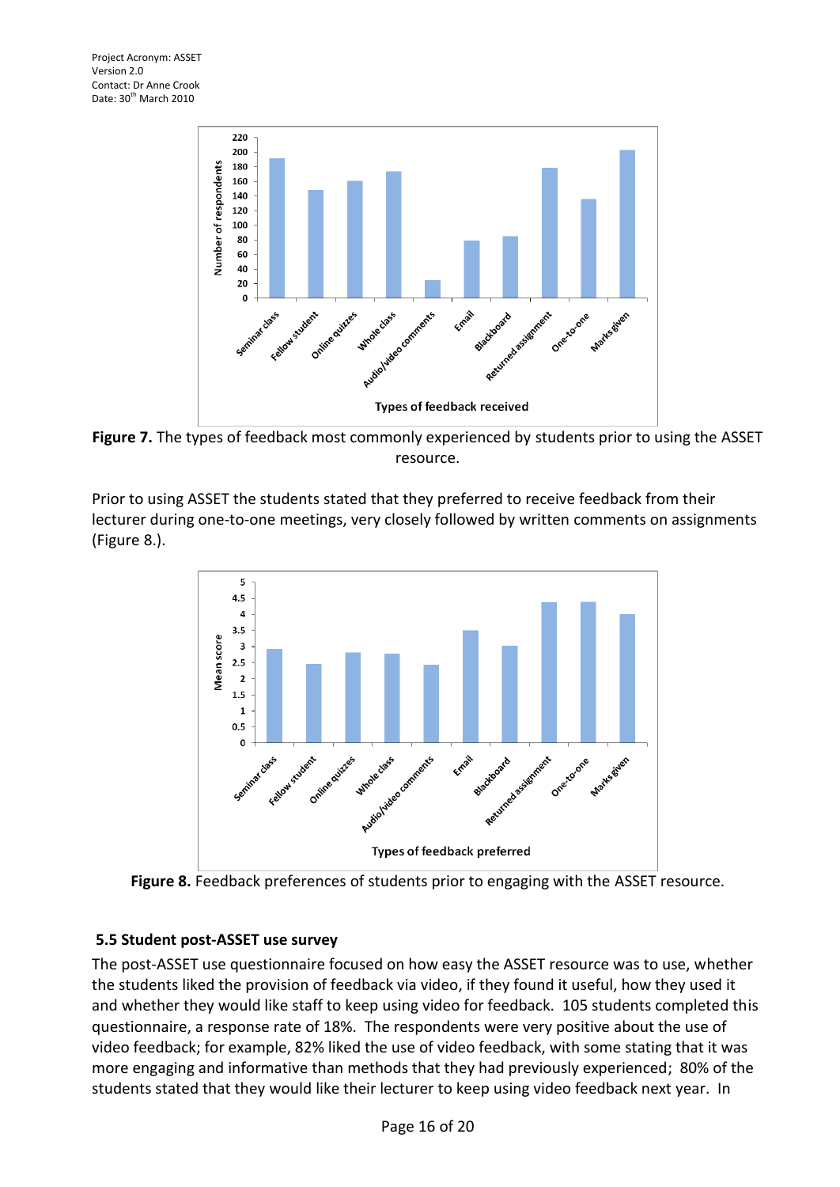**Figure 7.** The types of feedback most commonly experienced by students prior to using the ASSET resource.

Prior to using ASSET the students stated that they preferred to receive feedback from their lecturer during one-to-one meetings, very closely followed by written comments on assignments (Figure 8.).

**Figure 8.** Feedback preferences of students prior to engaging with the ASSET resource.

### 5.5 Student post-ASSET use survey

The post-ASSET use questionnaire focused on how easy the ASSET resource was to use, whether the students liked the provision of feedback via video, if they found it useful, how they used it and whether they would like staff to keep using video for feedback. 105 students completed this questionnaire, a response rate of 18%. The respondents were very positive about the use of video feedback; for example, 82% liked the use of video feedback, with some stating that it was more engaging and informative than methods that they had previously experienced; 80% of the students stated that they would like their lecturer to keep using video feedback next year. In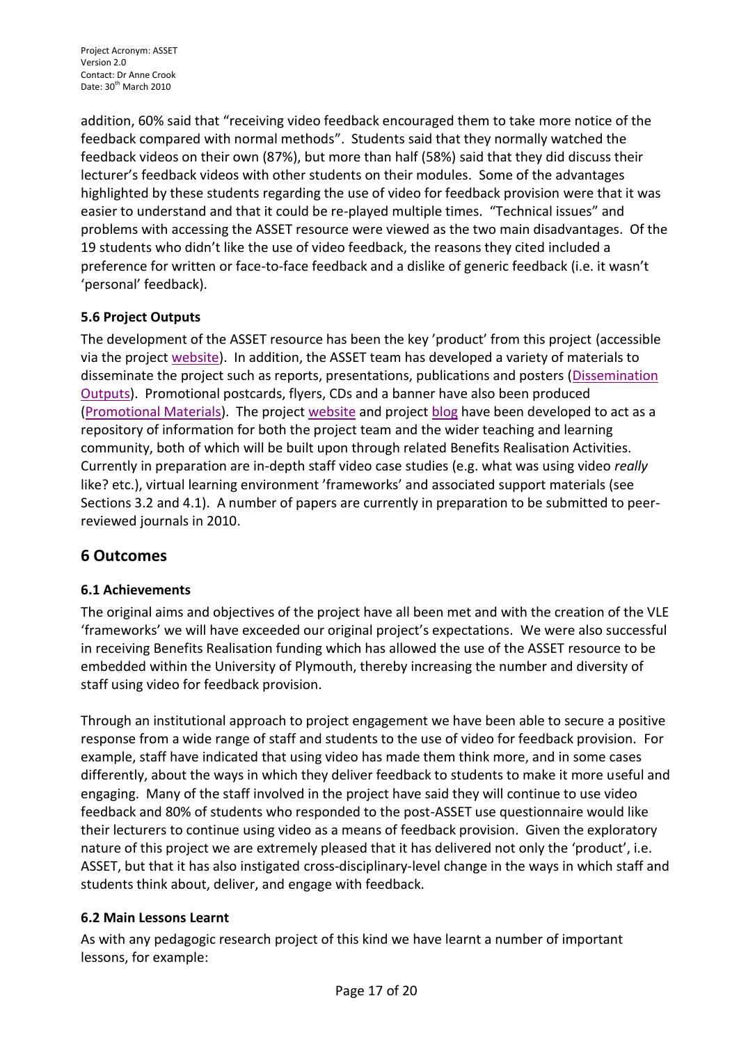addition, 60% said that "receiving video feedback encouraged them to take more notice of the feedback compared with normal methods". Students said that they normally watched the feedback videos on their own (87%), but more than half (58%) said that they did discuss their lecturer's feedback videos with other students on their modules. Some of the advantages highlighted by these students regarding the use of video for feedback provision were that it was easier to understand and that it could be re-played multiple times. "Technical issues" and problems with accessing the ASSET resource were viewed as the two main disadvantages. Of the 19 students who didn't like the use of video feedback, the reasons they cited included a preference for written or face-to-face feedback and a dislike of generic feedback (i.e. it wasn't 'personal' feedback).

### 5.6 Project Outputs

The development of the ASSET resource has been the key 'product' from this project (accessible via the project website). In addition, the ASSET team has developed a variety of materials to disseminate the project such as reports, presentations, publications and posters (Dissemination Outputs). Promotional postcards, flyers, CDs and a banner have also been produced (Promotional Materials). The project website and project blog have been developed to act as a repository of information for both the project team and the wider teaching and learning community, both of which will be built upon through related Benefits Realisation Activities. Currently in preparation are in-depth staff video case studies (e.g. what was using video *really* like? etc.), virtual learning environment 'frameworks' and associated support materials (see Sections 3.2 and 4.1). A number of papers are currently in preparation to be submitted to peer-reviewed journals in 2010.

## 6 Outcomes

### 6.1 Achievements

The original aims and objectives of the project have all been met and with the creation of the VLE 'frameworks' we will have exceeded our original project's expectations. We were also successful in receiving Benefits Realisation funding which has allowed the use of the ASSET resource to be embedded within the University of Plymouth, thereby increasing the number and diversity of staff using video for feedback provision.

Through an institutional approach to project engagement we have been able to secure a positive response from a wide range of staff and students to the use of video for feedback provision. For example, staff have indicated that using video has made them think more, and in some cases differently, about the ways in which they deliver feedback to students to make it more useful and engaging. Many of the staff involved in the project have said they will continue to use video feedback and 80% of students who responded to the post-ASSET use questionnaire would like their lecturers to continue using video as a means of feedback provision. Given the exploratory nature of this project we are extremely pleased that it has delivered not only the 'product', i.e. ASSET, but that it has also instigated cross-disciplinary-level change in the ways in which staff and students think about, deliver, and engage with feedback.

### 6.2 Main Lessons Learnt

As with any pedagogic research project of this kind we have learnt a number of important lessons, for example: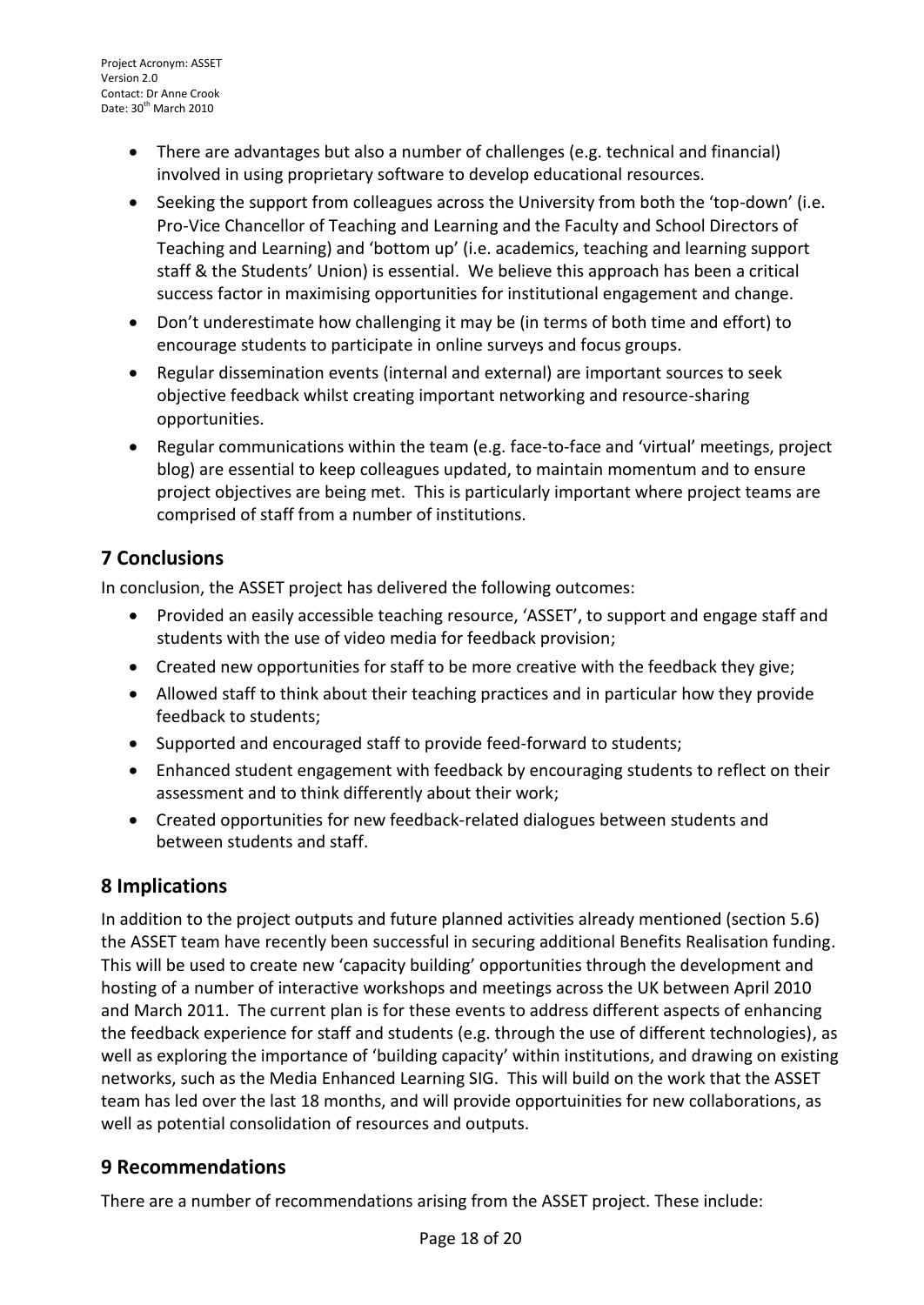- There are advantages but also a number of challenges (e.g. technical and financial) involved in using proprietary software to develop educational resources.
- Seeking the support from colleagues across the University from both the 'top-down' (i.e. Pro-Vice Chancellor of Teaching and Learning and the Faculty and School Directors of Teaching and Learning) and 'bottom up' (i.e. academics, teaching and learning support staff & the Students' Union) is essential. We believe this approach has been a critical success factor in maximising opportunities for institutional engagement and change.
- Don't underestimate how challenging it may be (in terms of both time and effort) to encourage students to participate in online surveys and focus groups.
- Regular dissemination events (internal and external) are important sources to seek objective feedback whilst creating important networking and resource-sharing opportunities.
- Regular communications within the team (e.g. face-to-face and 'virtual' meetings, project blog) are essential to keep colleagues updated, to maintain momentum and to ensure project objectives are being met. This is particularly important where project teams are comprised of staff from a number of institutions.

## 7 Conclusions

In conclusion, the ASSET project has delivered the following outcomes:

- Provided an easily accessible teaching resource, 'ASSET', to support and engage staff and students with the use of video media for feedback provision;
- Created new opportunities for staff to be more creative with the feedback they give;
- Allowed staff to think about their teaching practices and in particular how they provide feedback to students;
- Supported and encouraged staff to provide feed-forward to students;
- Enhanced student engagement with feedback by encouraging students to reflect on their assessment and to think differently about their work;
- Created opportunities for new feedback-related dialogues between students and between students and staff.

## 8 Implications

In addition to the project outputs and future planned activities already mentioned (section 5.6) the ASSET team have recently been successful in securing additional Benefits Realisation funding. This will be used to create new 'capacity building' opportunities through the development and hosting of a number of interactive workshops and meetings across the UK between April 2010 and March 2011. The current plan is for these events to address different aspects of enhancing the feedback experience for staff and students (e.g. through the use of different technologies), as well as exploring the importance of 'building capacity' within institutions, and drawing on existing networks, such as the Media Enhanced Learning SIG. This will build on the work that the ASSET team has led over the last 18 months, and will provide opportuinities for new collaborations, as well as potential consolidation of resources and outputs.

## 9 Recommendations

There are a number of recommendations arising from the ASSET project. These include: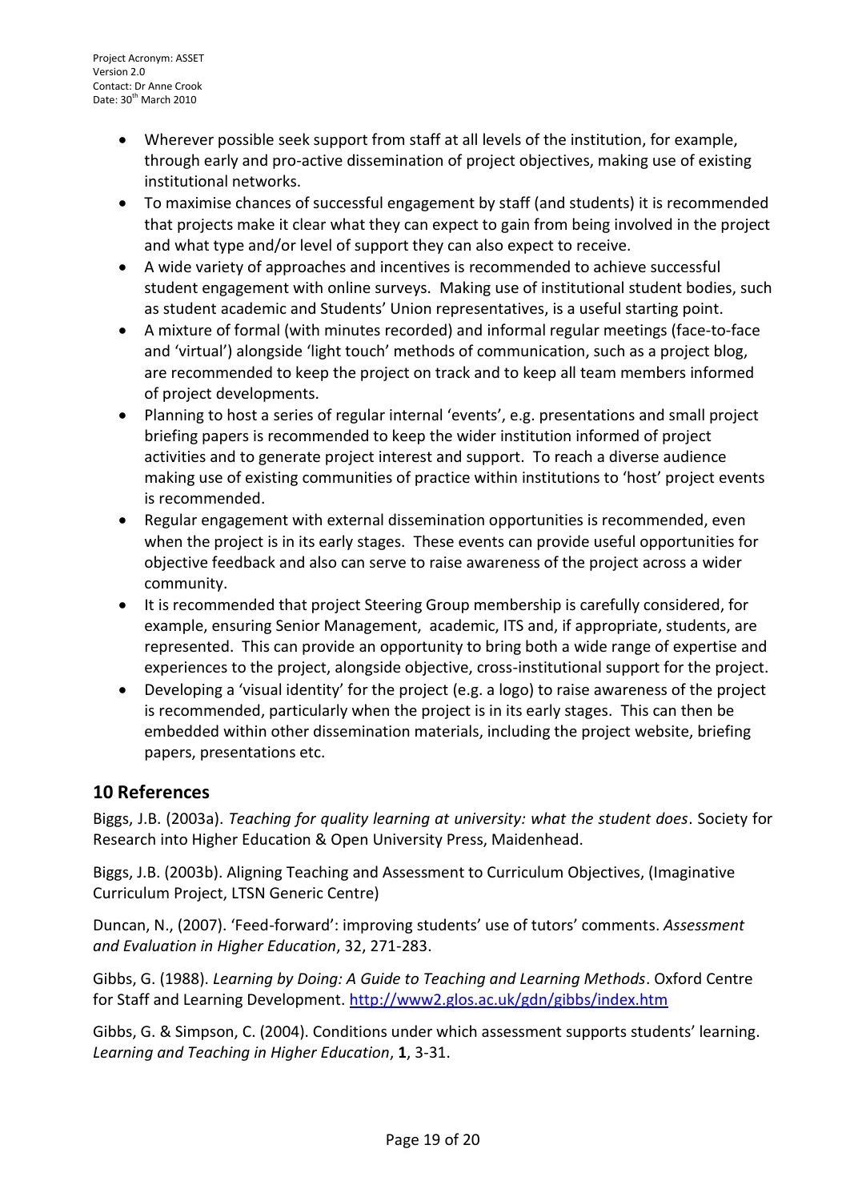- Wherever possible seek support from staff at all levels of the institution, for example, through early and pro-active dissemination of project objectives, making use of existing institutional networks.
- To maximise chances of successful engagement by staff (and students) it is recommended that projects make it clear what they can expect to gain from being involved in the project and what type and/or level of support they can also expect to receive.
- A wide variety of approaches and incentives is recommended to achieve successful student engagement with online surveys. Making use of institutional student bodies, such as student academic and Students' Union representatives, is a useful starting point.
- A mixture of formal (with minutes recorded) and informal regular meetings (face-to-face and 'virtual') alongside 'light touch' methods of communication, such as a project blog, are recommended to keep the project on track and to keep all team members informed of project developments.
- Planning to host a series of regular internal 'events', e.g. presentations and small project briefing papers is recommended to keep the wider institution informed of project activities and to generate project interest and support. To reach a diverse audience making use of existing communities of practice within institutions to 'host' project events is recommended.
- Regular engagement with external dissemination opportunities is recommended, even when the project is in its early stages. These events can provide useful opportunities for objective feedback and also can serve to raise awareness of the project across a wider community.
- It is recommended that project Steering Group membership is carefully considered, for example, ensuring Senior Management, academic, ITS and, if appropriate, students, are represented. This can provide an opportunity to bring both a wide range of expertise and experiences to the project, alongside objective, cross-institutional support for the project.
- Developing a 'visual identity' for the project (e.g. a logo) to raise awareness of the project is recommended, particularly when the project is in its early stages. This can then be embedded within other dissemination materials, including the project website, briefing papers, presentations etc.

## 10 References

Biggs, J.B. (2003a). *Teaching for quality learning at university: what the student does*. Society for Research into Higher Education & Open University Press, Maidenhead.

Biggs, J.B. (2003b). Aligning Teaching and Assessment to Curriculum Objectives, (Imaginative Curriculum Project, LTSN Generic Centre)

Duncan, N., (2007). 'Feed-forward': improving students' use of tutors' comments. *Assessment and Evaluation in Higher Education*, 32, 271-283.

Gibbs, G. (1988). *Learning by Doing: A Guide to Teaching and Learning Methods*. Oxford Centre for Staff and Learning Development. http://www2.glos.ac.uk/gdn/gibbs/index.htm

Gibbs, G. & Simpson, C. (2004). Conditions under which assessment supports students' learning. *Learning and Teaching in Higher Education*, **1**, 3-31.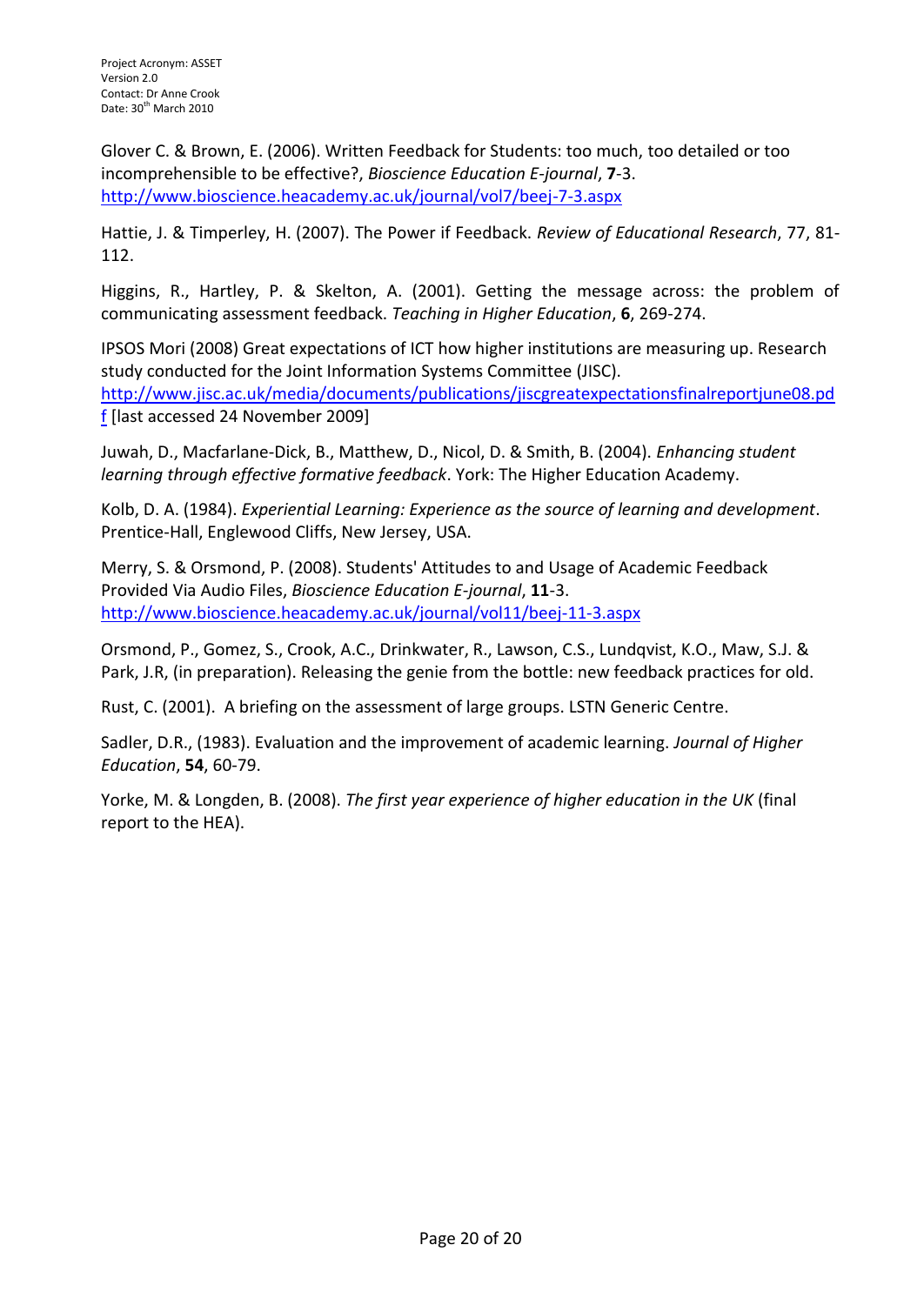Glover C. & Brown, E. (2006). Written Feedback for Students: too much, too detailed or too incomprehensible to be effective?, *Bioscience Education E-journal*, **7**-3. http://www.bioscience.heacademy.ac.uk/journal/vol7/beej-7-3.aspx

Hattie, J. & Timperley, H. (2007). The Power if Feedback. *Review of Educational Research*, 77, 81-112.

Higgins, R., Hartley, P. & Skelton, A. (2001). Getting the message across: the problem of communicating assessment feedback. *Teaching in Higher Education*, **6**, 269-274.

IPSOS Mori (2008) Great expectations of ICT how higher institutions are measuring up. Research study conducted for the Joint Information Systems Committee (JISC). http://www.jisc.ac.uk/media/documents/publications/jiscgreatexpectationsfinalreportjune08.pdf [last accessed 24 November 2009]

Juwah, D., Macfarlane-Dick, B., Matthew, D., Nicol, D. & Smith, B. (2004). *Enhancing student learning through effective formative feedback*. York: The Higher Education Academy.

Kolb, D. A. (1984). *Experiential Learning: Experience as the source of learning and development*. Prentice-Hall, Englewood Cliffs, New Jersey, USA.

Merry, S. & Orsmond, P. (2008). Students' Attitudes to and Usage of Academic Feedback Provided Via Audio Files, *Bioscience Education E-journal*, **11**-3. http://www.bioscience.heacademy.ac.uk/journal/vol11/beej-11-3.aspx

Orsmond, P., Gomez, S., Crook, A.C., Drinkwater, R., Lawson, C.S., Lundqvist, K.O., Maw, S.J. & Park, J.R, (in preparation). Releasing the genie from the bottle: new feedback practices for old.

Rust, C. (2001). A briefing on the assessment of large groups. LSTN Generic Centre.

Sadler, D.R., (1983). Evaluation and the improvement of academic learning. *Journal of Higher Education*, **54**, 60-79.

Yorke, M. & Longden, B. (2008). *The first year experience of higher education in the UK* (final report to the HEA).